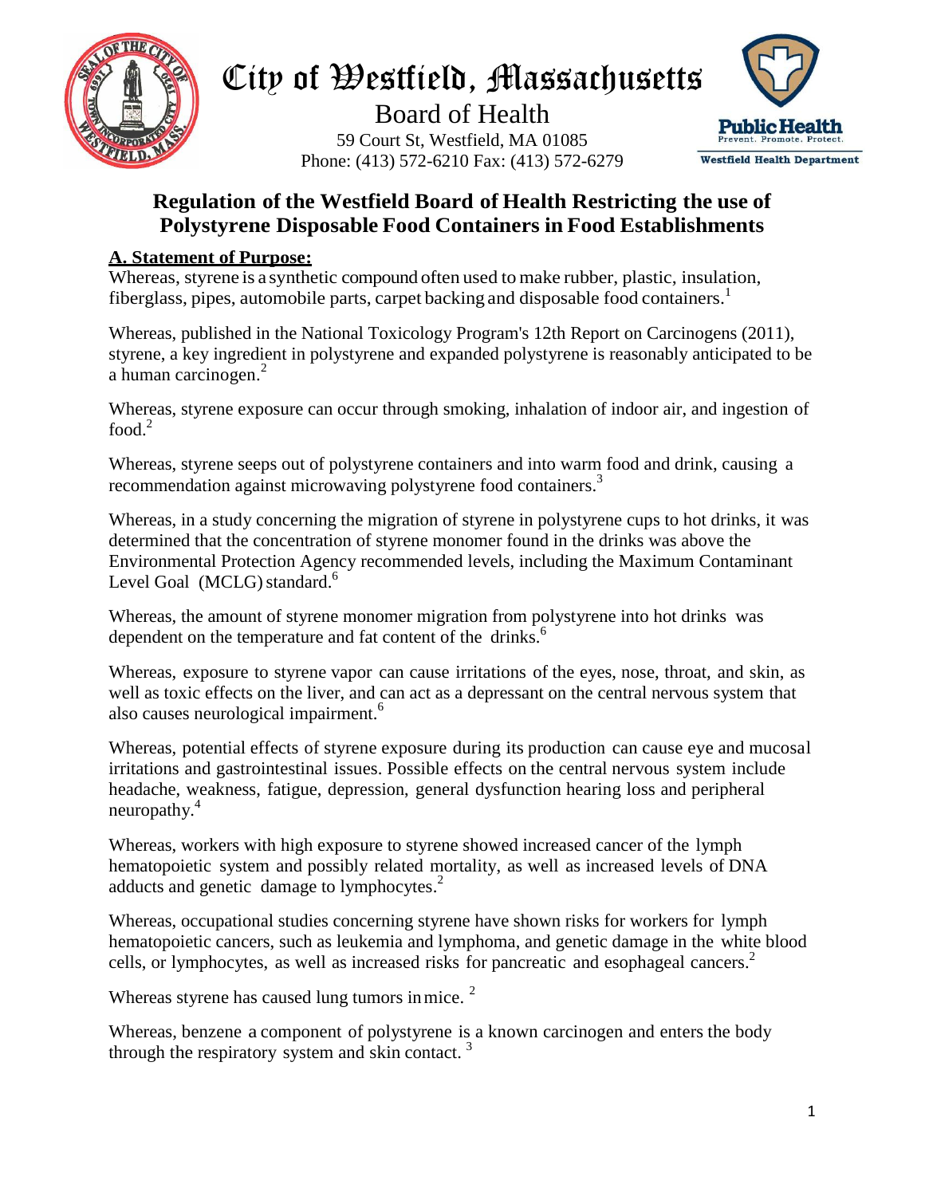# City of Westfield, Massachusetts

Board of Health

59 Court St, Westfield, MA 01085

Phone: (413) 572-6210 Fax: (413) 572-6279

Public Health
Prevent. Promote. Protect.
Westfield Health Department

## Regulation of the Westfield Board of Health Restricting the use of Polystyrene Disposable Food Containers in Food Establishments

**A. Statement of Purpose:**

Whereas, styrene is a synthetic compound often used to make rubber, plastic, insulation, fiberglass, pipes, automobile parts, carpet backing and disposable food containers.[1]

Whereas, published in the National Toxicology Program's 12th Report on Carcinogens (2011), styrene, a key ingredient in polystyrene and expanded polystyrene is reasonably anticipated to be a human carcinogen.[2]

Whereas, styrene exposure can occur through smoking, inhalation of indoor air, and ingestion of food.[2]

Whereas, styrene seeps out of polystyrene containers and into warm food and drink, causing a recommendation against microwaving polystyrene food containers.[3]

Whereas, in a study concerning the migration of styrene in polystyrene cups to hot drinks, it was determined that the concentration of styrene monomer found in the drinks was above the Environmental Protection Agency recommended levels, including the Maximum Contaminant Level Goal (MCLG) standard.[6]

Whereas, the amount of styrene monomer migration from polystyrene into hot drinks was dependent on the temperature and fat content of the drinks.[6]

Whereas, exposure to styrene vapor can cause irritations of the eyes, nose, throat, and skin, as well as toxic effects on the liver, and can act as a depressant on the central nervous system that also causes neurological impairment.[6]

Whereas, potential effects of styrene exposure during its production can cause eye and mucosal irritations and gastrointestinal issues. Possible effects on the central nervous system include headache, weakness, fatigue, depression, general dysfunction hearing loss and peripheral neuropathy.[4]

Whereas, workers with high exposure to styrene showed increased cancer of the lymph hematopoietic system and possibly related mortality, as well as increased levels of DNA adducts and genetic damage to lymphocytes.[2]

Whereas, occupational studies concerning styrene have shown risks for workers for lymph hematopoietic cancers, such as leukemia and lymphoma, and genetic damage in the white blood cells, or lymphocytes, as well as increased risks for pancreatic and esophageal cancers.[2]

Whereas styrene has caused lung tumors in mice. [2]

Whereas, benzene a component of polystyrene is a known carcinogen and enters the body through the respiratory system and skin contact. [3]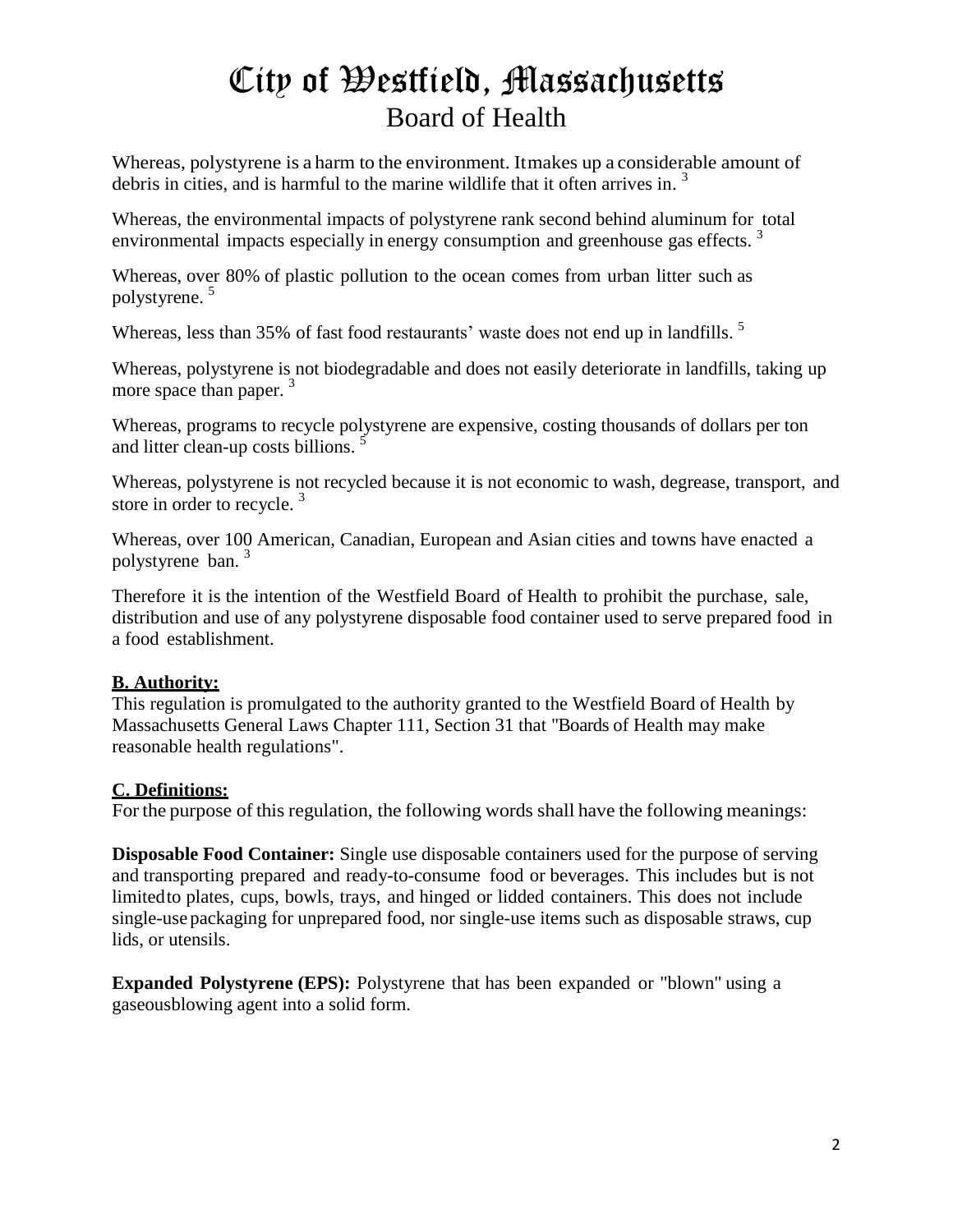# City of Westfield, Massachusetts

## Board of Health

Whereas, polystyrene is a harm to the environment. It makes up a considerable amount of debris in cities, and is harmful to the marine wildlife that it often arrives in. [3]

Whereas, the environmental impacts of polystyrene rank second behind aluminum for total environmental impacts especially in energy consumption and greenhouse gas effects. [3]

Whereas, over 80% of plastic pollution to the ocean comes from urban litter such as polystyrene. [5]

Whereas, less than 35% of fast food restaurants' waste does not end up in landfills. [5]

Whereas, polystyrene is not biodegradable and does not easily deteriorate in landfills, taking up more space than paper. [3]

Whereas, programs to recycle polystyrene are expensive, costing thousands of dollars per ton and litter clean-up costs billions. [5]

Whereas, polystyrene is not recycled because it is not economic to wash, degrease, transport, and store in order to recycle. [3]

Whereas, over 100 American, Canadian, European and Asian cities and towns have enacted a polystyrene ban. [3]

Therefore it is the intention of the Westfield Board of Health to prohibit the purchase, sale, distribution and use of any polystyrene disposable food container used to serve prepared food in a food establishment.

**B. Authority:**

This regulation is promulgated to the authority granted to the Westfield Board of Health by Massachusetts General Laws Chapter 111, Section 31 that "Boards of Health may make reasonable health regulations".

**C. Definitions:**

For the purpose of this regulation, the following words shall have the following meanings:

**Disposable Food Container:** Single use disposable containers used for the purpose of serving and transporting prepared and ready-to-consume food or beverages. This includes but is not limited to plates, cups, bowls, trays, and hinged or lidded containers. This does not include single-use packaging for unprepared food, nor single-use items such as disposable straws, cup lids, or utensils.

**Expanded Polystyrene (EPS):** Polystyrene that has been expanded or "blown" using a gaseous blowing agent into a solid form.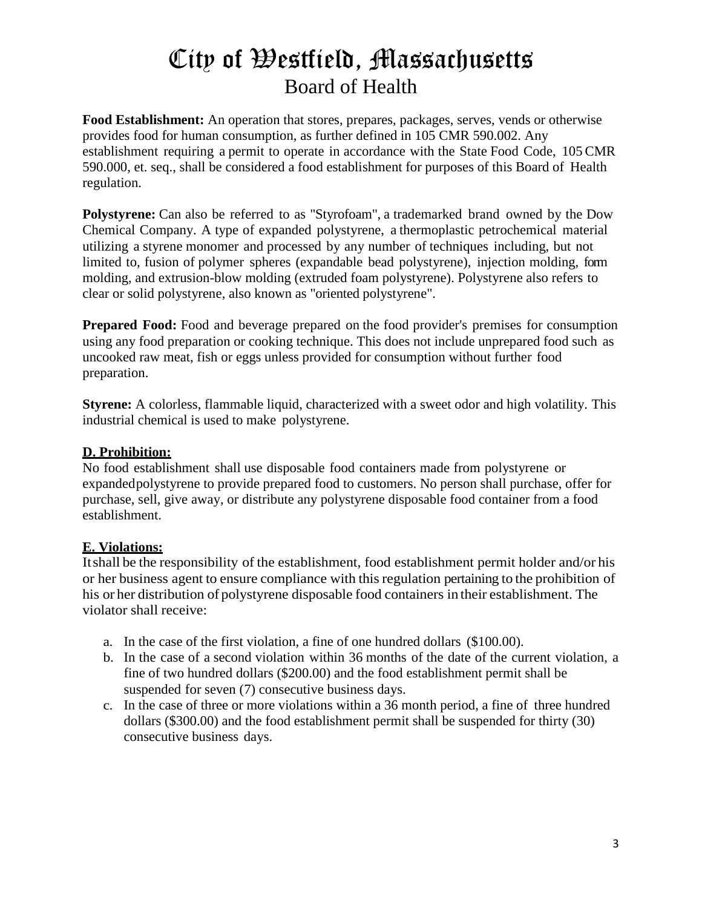# City of Westfield, Massachusetts

## Board of Health

**Food Establishment:** An operation that stores, prepares, packages, serves, vends or otherwise provides food for human consumption, as further defined in 105 CMR 590.002. Any establishment requiring a permit to operate in accordance with the State Food Code, 105 CMR 590.000, et. seq., shall be considered a food establishment for purposes of this Board of Health regulation.

**Polystyrene:** Can also be referred to as "Styrofoam", a trademarked brand owned by the Dow Chemical Company. A type of expanded polystyrene, a thermoplastic petrochemical material utilizing a styrene monomer and processed by any number of techniques including, but not limited to, fusion of polymer spheres (expandable bead polystyrene), injection molding, form molding, and extrusion-blow molding (extruded foam polystyrene). Polystyrene also refers to clear or solid polystyrene, also known as "oriented polystyrene".

**Prepared Food:** Food and beverage prepared on the food provider's premises for consumption using any food preparation or cooking technique. This does not include unprepared food such as uncooked raw meat, fish or eggs unless provided for consumption without further food preparation.

**Styrene:** A colorless, flammable liquid, characterized with a sweet odor and high volatility. This industrial chemical is used to make polystyrene.

### D. Prohibition:

No food establishment shall use disposable food containers made from polystyrene or expandedpolystyrene to provide prepared food to customers. No person shall purchase, offer for purchase, sell, give away, or distribute any polystyrene disposable food container from a food establishment.

### E. Violations:

It shall be the responsibility of the establishment, food establishment permit holder and/or his or her business agent to ensure compliance with this regulation pertaining to the prohibition of his or her distribution of polystyrene disposable food containers in their establishment. The violator shall receive:

a. In the case of the first violation, a fine of one hundred dollars ($100.00).
b. In the case of a second violation within 36 months of the date of the current violation, a fine of two hundred dollars ($200.00) and the food establishment permit shall be suspended for seven (7) consecutive business days.
c. In the case of three or more violations within a 36 month period, a fine of three hundred dollars ($300.00) and the food establishment permit shall be suspended for thirty (30) consecutive business days.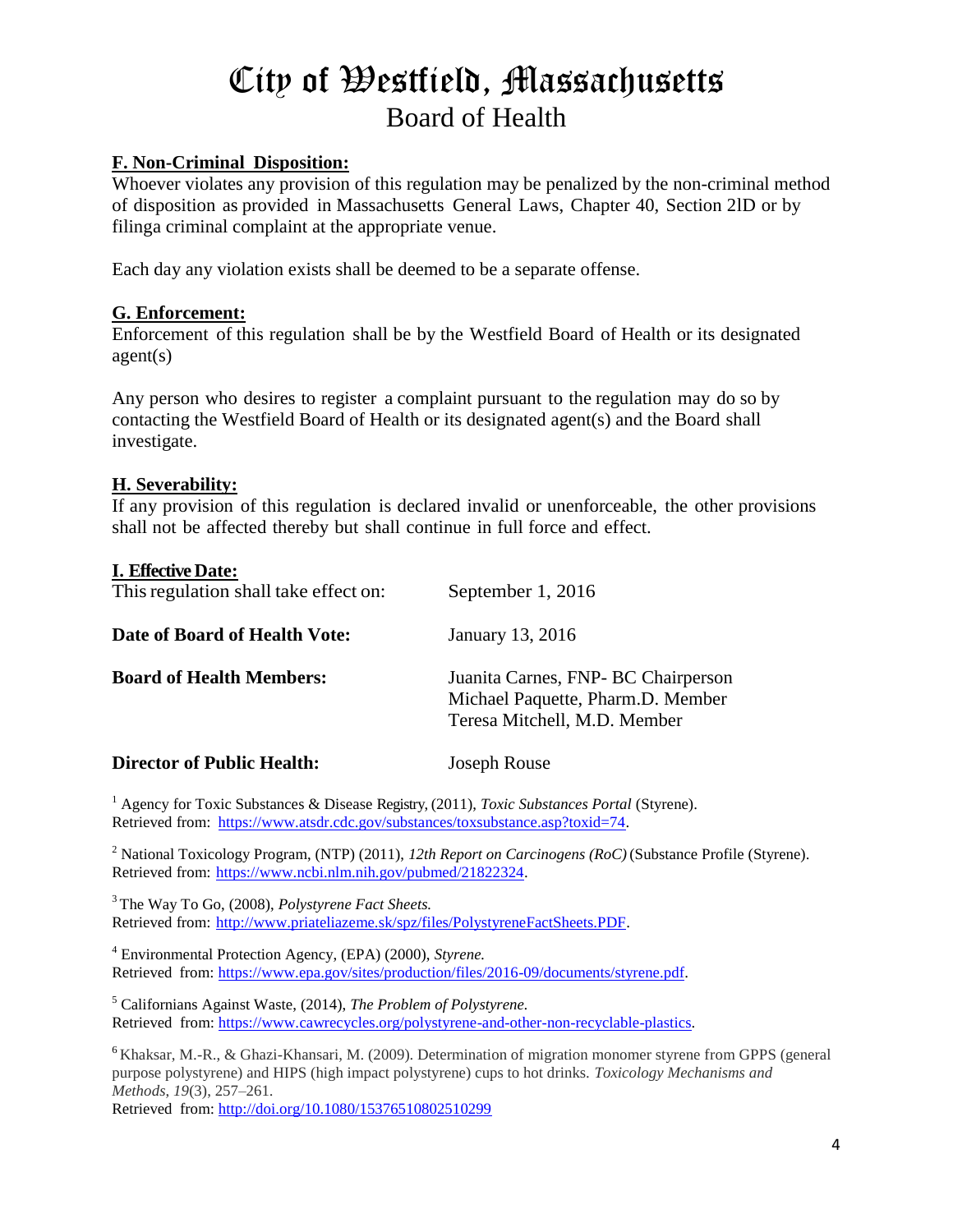# City of Westfield, Massachusetts

## Board of Health

**F. Non-Criminal Disposition:**

Whoever violates any provision of this regulation may be penalized by the non-criminal method of disposition as provided in Massachusetts General Laws, Chapter 40, Section 21D or by filinga criminal complaint at the appropriate venue.

Each day any violation exists shall be deemed to be a separate offense.

**G. Enforcement:**

Enforcement of this regulation shall be by the Westfield Board of Health or its designated agent(s)

Any person who desires to register a complaint pursuant to the regulation may do so by contacting the Westfield Board of Health or its designated agent(s) and the Board shall investigate.

**H. Severability:**

If any provision of this regulation is declared invalid or unenforceable, the other provisions shall not be affected thereby but shall continue in full force and effect.

**I. Effective Date:**

| | |
|---|---|
| This regulation shall take effect on: | September 1, 2016 |
| **Date of Board of Health Vote:** | January 13, 2016 |
| **Board of Health Members:** | Juanita Carnes, FNP- BC Chairperson<br>Michael Paquette, Pharm.D. Member<br>Teresa Mitchell, M.D. Member |
| **Director of Public Health:** | Joseph Rouse |

[1] Agency for Toxic Substances & Disease Registry, (2011), *Toxic Substances Portal* (Styrene). Retrieved from: https://www.atsdr.cdc.gov/substances/toxsubstance.asp?toxid=74.

[2] National Toxicology Program, (NTP) (2011), *12th Report on Carcinogens (RoC)* (Substance Profile (Styrene). Retrieved from: https://www.ncbi.nlm.nih.gov/pubmed/21822324.

[3] The Way To Go, (2008), *Polystyrene Fact Sheets.* Retrieved from: http://www.priateliazeme.sk/spz/files/PolystyreneFactSheets.PDF.

[4] Environmental Protection Agency, (EPA) (2000), *Styrene.* Retrieved from: https://www.epa.gov/sites/production/files/2016-09/documents/styrene.pdf.

[5] Californians Against Waste, (2014), *The Problem of Polystyrene.* Retrieved from: https://www.cawrecycles.org/polystyrene-and-other-non-recyclable-plastics.

[6] Khaksar, M.-R., & Ghazi-Khansari, M. (2009). Determination of migration monomer styrene from GPPS (general purpose polystyrene) and HIPS (high impact polystyrene) cups to hot drinks. *Toxicology Mechanisms and Methods, 19*(3), 257–261. Retrieved from: http://doi.org/10.1080/15376510802510299